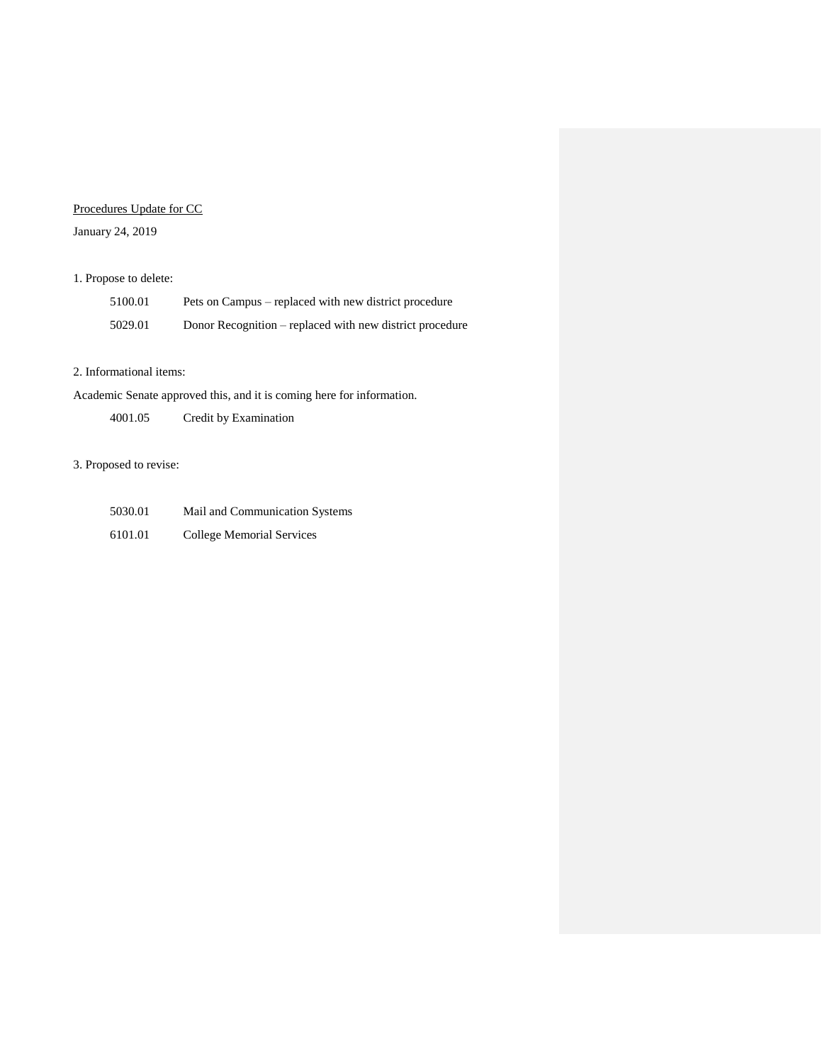Procedures Update for CC

January 24, 2019

1. Propose to delete:

| | |
|---|---|
| 5100.01 | Pets on Campus – replaced with new district procedure |
| 5029.01 | Donor Recognition – replaced with new district procedure |

2. Informational items:

Academic Senate approved this, and it is coming here for information.

| | |
|---|---|
| 4001.05 | Credit by Examination |

3. Proposed to revise:

| | |
|---|---|
| 5030.01 | Mail and Communication Systems |
| 6101.01 | College Memorial Services |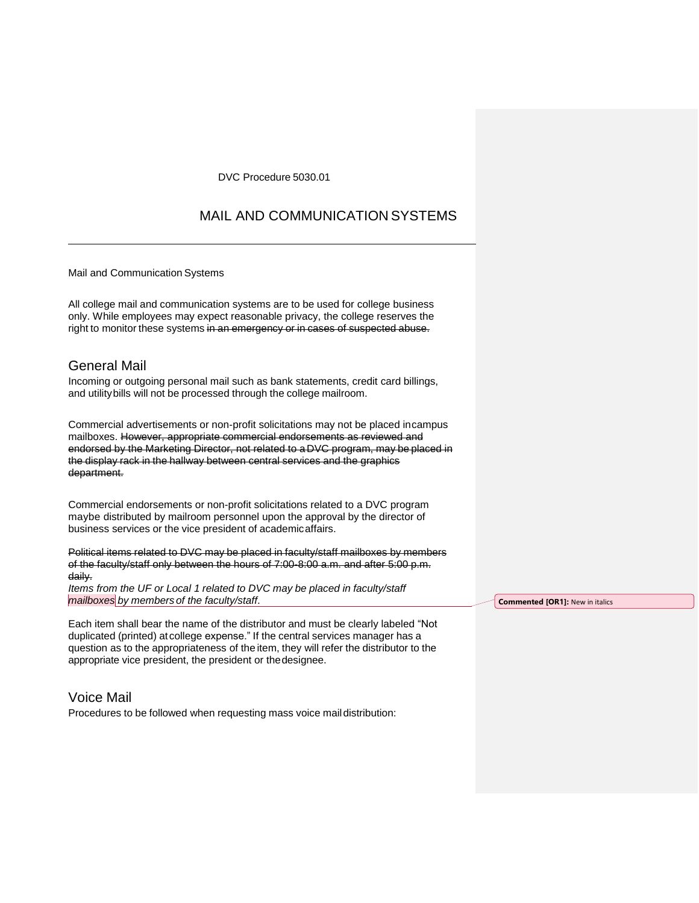DVC Procedure 5030.01

# MAIL AND COMMUNICATION SYSTEMS

---

Mail and Communication Systems

All college mail and communication systems are to be used for college business only. While employees may expect reasonable privacy, the college reserves the right to monitor these systems ~~in an emergency or in cases of suspected abuse.~~

## General Mail

Incoming or outgoing personal mail such as bank statements, credit card billings, and utility bills will not be processed through the college mailroom.

Commercial advertisements or non-profit solicitations may not be placed in campus mailboxes. ~~However, appropriate commercial endorsements as reviewed and endorsed by the Marketing Director, not related to a DVC program, may be placed in the display rack in the hallway between central services and the graphics department.~~

Commercial endorsements or non-profit solicitations related to a DVC program maybe distributed by mailroom personnel upon the approval by the director of business services or the vice president of academic affairs.

~~Political items related to DVC may be placed in faculty/staff mailboxes by members of the faculty/staff only between the hours of 7:00-8:00 a.m. and after 5:00 p.m. daily.~~

*Items from the UF or Local 1 related to DVC may be placed in faculty/staff mailboxes by members of the faculty/staff.*

**Commented [OR1]:** New in italics

Each item shall bear the name of the distributor and must be clearly labeled "Not duplicated (printed) at college expense." If the central services manager has a question as to the appropriateness of the item, they will refer the distributor to the appropriate vice president, the president or the designee.

## Voice Mail

Procedures to be followed when requesting mass voice mail distribution: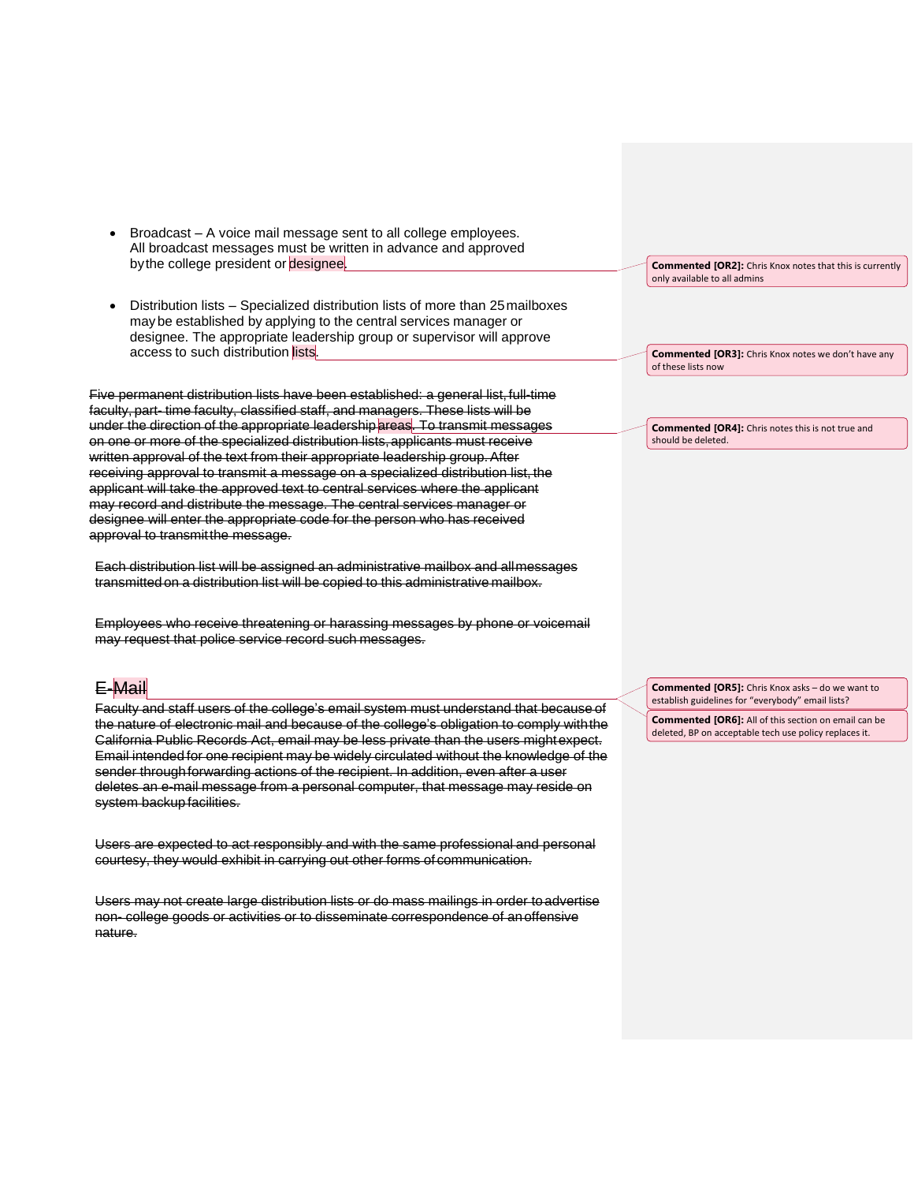- Broadcast – A voice mail message sent to all college employees. All broadcast messages must be written in advance and approved by the college president or designee.

- Distribution lists – Specialized distribution lists of more than 25 mailboxes may be established by applying to the central services manager or designee. The appropriate leadership group or supervisor will approve access to such distribution lists.

~~Five permanent distribution lists have been established: a general list, full-time faculty, part- time faculty, classified staff, and managers. These lists will be under the direction of the appropriate leadership areas. To transmit messages on one or more of the specialized distribution lists, applicants must receive written approval of the text from their appropriate leadership group. After receiving approval to transmit a message on a specialized distribution list, the applicant will take the approved text to central services where the applicant may record and distribute the message. The central services manager or designee will enter the appropriate code for the person who has received approval to transmit the message.~~

~~Each distribution list will be assigned an administrative mailbox and all messages transmitted on a distribution list will be copied to this administrative mailbox.~~

~~Employees who receive threatening or harassing messages by phone or voicemail may request that police service record such messages.~~

## ~~E-Mail~~

~~Faculty and staff users of the college's email system must understand that because of the nature of electronic mail and because of the college's obligation to comply with the California Public Records Act, email may be less private than the users might expect. Email intended for one recipient may be widely circulated without the knowledge of the sender through forwarding actions of the recipient. In addition, even after a user deletes an e-mail message from a personal computer, that message may reside on system backup facilities.~~

~~Users are expected to act responsibly and with the same professional and personal courtesy, they would exhibit in carrying out other forms of communication.~~

~~Users may not create large distribution lists or do mass mailings in order to advertise non- college goods or activities or to disseminate correspondence of an offensive nature.~~

**Commented [OR2]:** Chris Knox notes that this is currently only available to all admins

**Commented [OR3]:** Chris Knox notes we don't have any of these lists now

**Commented [OR4]:** Chris notes this is not true and should be deleted.

**Commented [OR5]:** Chris Knox asks – do we want to establish guidelines for "everybody" email lists?

**Commented [OR6]:** All of this section on email can be deleted, BP on acceptable tech use policy replaces it.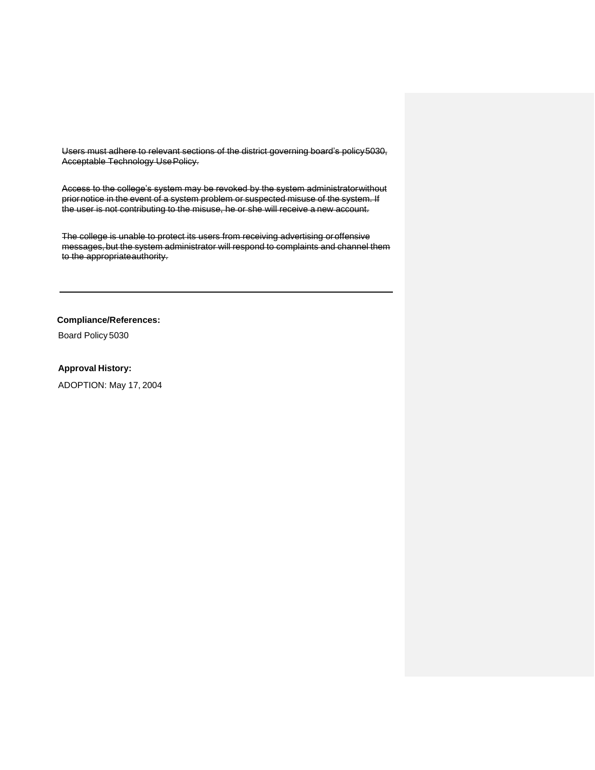~~Users must adhere to relevant sections of the district governing board's policy 5030, Acceptable Technology Use Policy.~~

~~Access to the college's system may be revoked by the system administrator without prior notice in the event of a system problem or suspected misuse of the system. If the user is not contributing to the misuse, he or she will receive a new account.~~

~~The college is unable to protect its users from receiving advertising or offensive messages, but the system administrator will respond to complaints and channel them to the appropriate authority.~~

---

**Compliance/References:**

Board Policy 5030

**Approval History:**

ADOPTION: May 17, 2004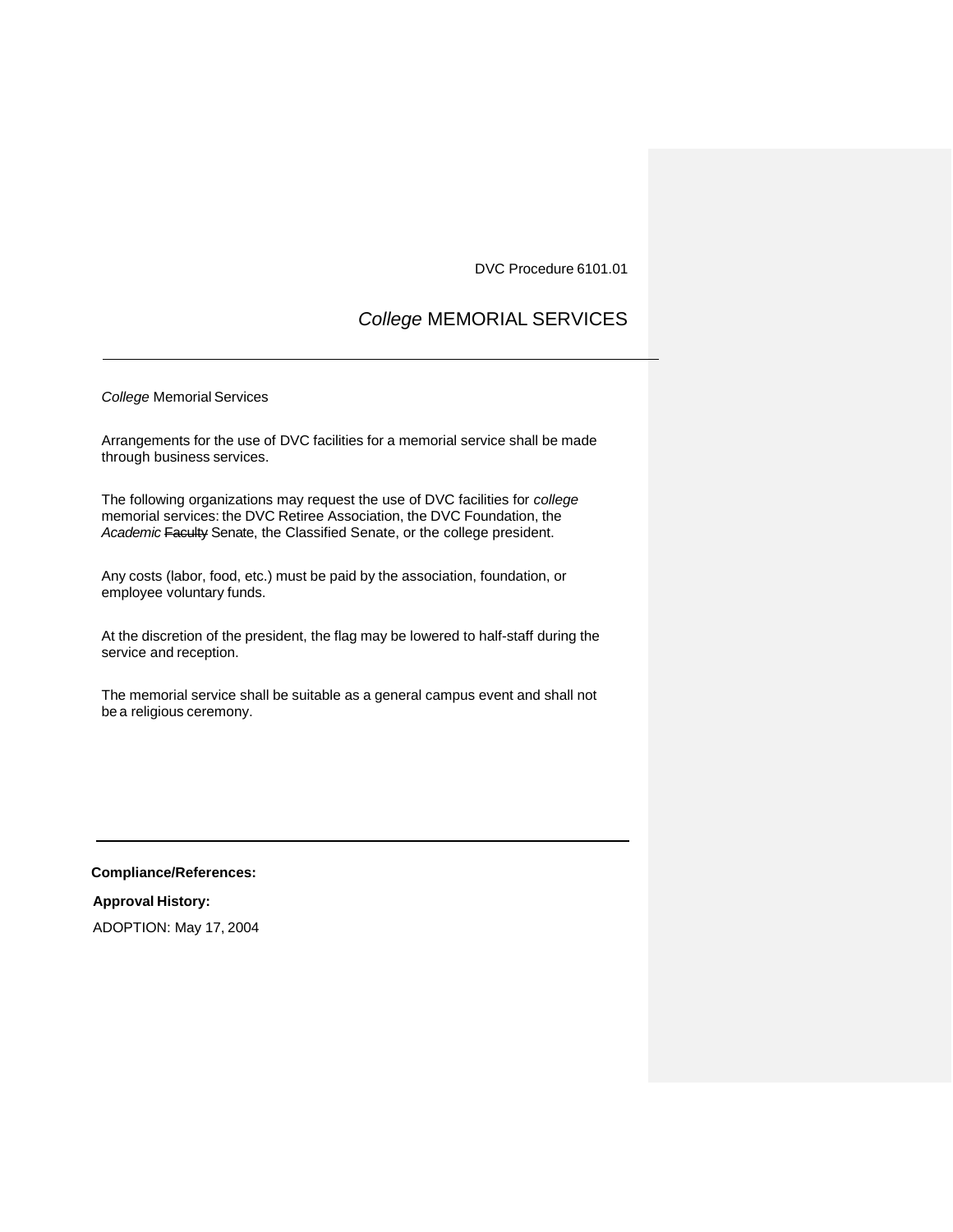DVC Procedure 6101.01

# *College* MEMORIAL SERVICES

---

*College* Memorial Services

Arrangements for the use of DVC facilities for a memorial service shall be made through business services.

The following organizations may request the use of DVC facilities for *college* memorial services: the DVC Retiree Association, the DVC Foundation, the *Academic* ~~Faculty~~ Senate, the Classified Senate, or the college president.

Any costs (labor, food, etc.) must be paid by the association, foundation, or employee voluntary funds.

At the discretion of the president, the flag may be lowered to half-staff during the service and reception.

The memorial service shall be suitable as a general campus event and shall not be a religious ceremony.

---

**Compliance/References:**

**Approval History:**

ADOPTION: May 17, 2004